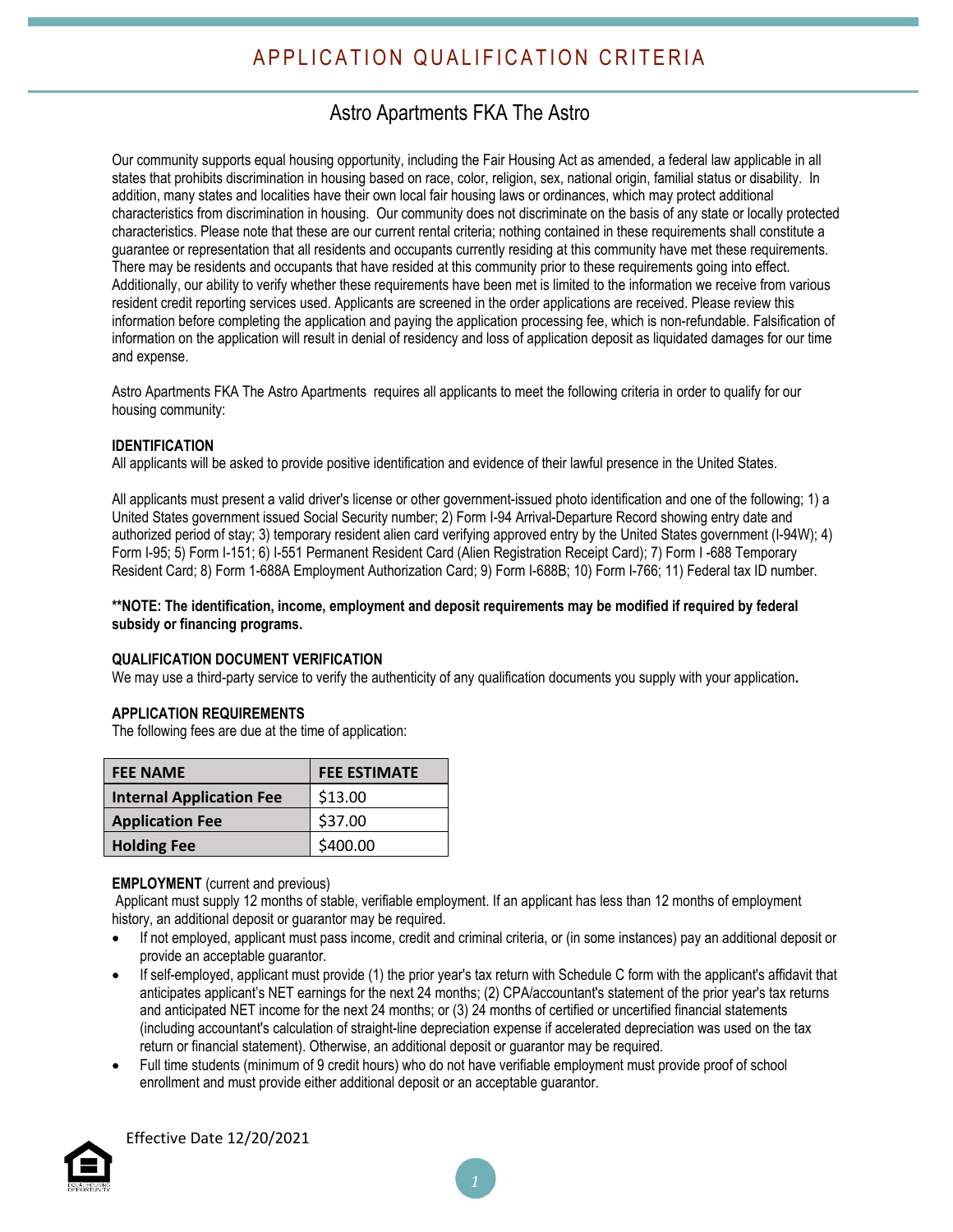# APPLICATION QUALIFICATION CRITERIA

## Astro Apartments FKA The Astro

Our community supports equal housing opportunity, including the Fair Housing Act as amended, a federal law applicable in all states that prohibits discrimination in housing based on race, color, religion, sex, national origin, familial status or disability. In addition, many states and localities have their own local fair housing laws or ordinances, which may protect additional characteristics from discrimination in housing. Our community does not discriminate on the basis of any state or locally protected characteristics. Please note that these are our current rental criteria; nothing contained in these requirements shall constitute a guarantee or representation that all residents and occupants currently residing at this community have met these requirements. There may be residents and occupants that have resided at this community prior to these requirements going into effect. Additionally, our ability to verify whether these requirements have been met is limited to the information we receive from various resident credit reporting services used. Applicants are screened in the order applications are received. Please review this information before completing the application and paying the application processing fee, which is non-refundable. Falsification of information on the application will result in denial of residency and loss of application deposit as liquidated damages for our time and expense.

Astro Apartments FKA The Astro Apartments requires all applicants to meet the following criteria in order to qualify for our housing community:

**IDENTIFICATION**

All applicants will be asked to provide positive identification and evidence of their lawful presence in the United States.

All applicants must present a valid driver's license or other government-issued photo identification and one of the following; 1) a United States government issued Social Security number; 2) Form I-94 Arrival-Departure Record showing entry date and authorized period of stay; 3) temporary resident alien card verifying approved entry by the United States government (I-94W); 4) Form I-95; 5) Form I-151; 6) I-551 Permanent Resident Card (Alien Registration Receipt Card); 7) Form I -688 Temporary Resident Card; 8) Form 1-688A Employment Authorization Card; 9) Form I-688B; 10) Form I-766; 11) Federal tax ID number.

**\*\*NOTE: The identification, income, employment and deposit requirements may be modified if required by federal subsidy or financing programs.**

**QUALIFICATION DOCUMENT VERIFICATION**

We may use a third-party service to verify the authenticity of any qualification documents you supply with your application.

**APPLICATION REQUIREMENTS**

The following fees are due at the time of application:

| FEE NAME | FEE ESTIMATE |
|---|---|
| **Internal Application Fee** | $13.00 |
| **Application Fee** | $37.00 |
| **Holding Fee** | $400.00 |

**EMPLOYMENT** (current and previous)

Applicant must supply 12 months of stable, verifiable employment. If an applicant has less than 12 months of employment history, an additional deposit or guarantor may be required.

- If not employed, applicant must pass income, credit and criminal criteria, or (in some instances) pay an additional deposit or provide an acceptable guarantor.
- If self-employed, applicant must provide (1) the prior year's tax return with Schedule C form with the applicant's affidavit that anticipates applicant's NET earnings for the next 24 months; (2) CPA/accountant's statement of the prior year's tax returns and anticipated NET income for the next 24 months; or (3) 24 months of certified or uncertified financial statements (including accountant's calculation of straight-line depreciation expense if accelerated depreciation was used on the tax return or financial statement). Otherwise, an additional deposit or guarantor may be required.
- Full time students (minimum of 9 credit hours) who do not have verifiable employment must provide proof of school enrollment and must provide either additional deposit or an acceptable guarantor.

Effective Date 12/20/2021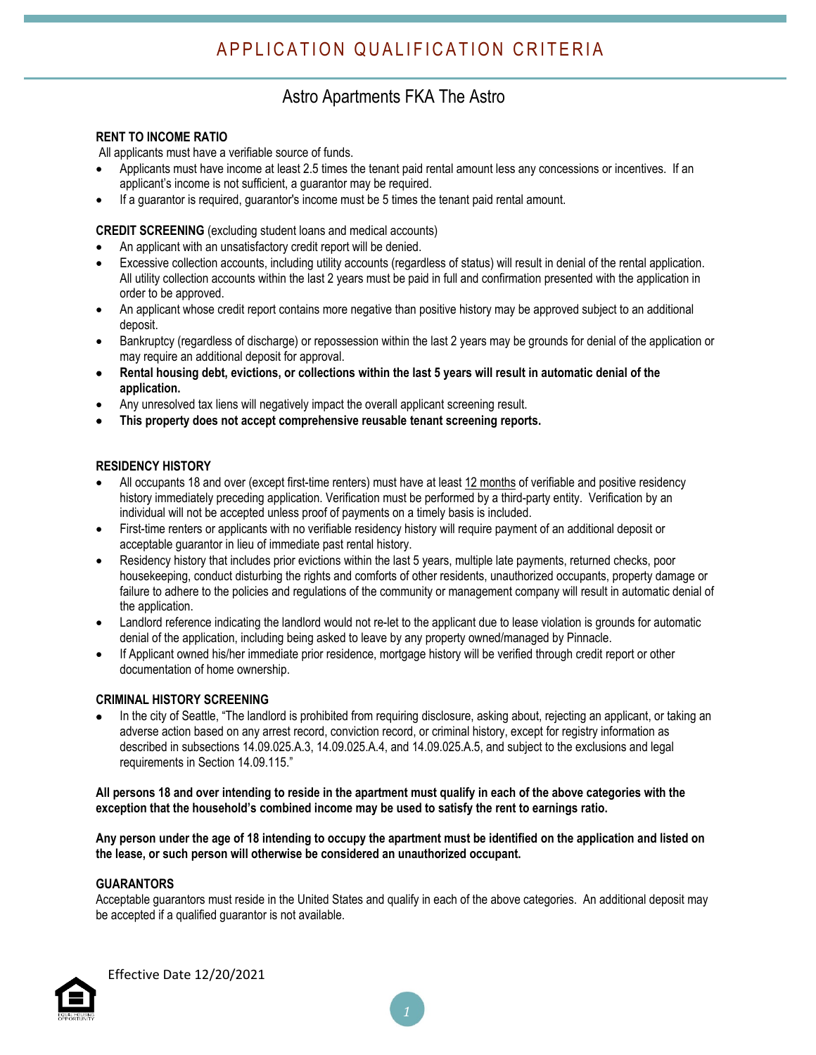# APPLICATION QUALIFICATION CRITERIA

## Astro Apartments FKA The Astro

**RENT TO INCOME RATIO**

All applicants must have a verifiable source of funds.

- Applicants must have income at least 2.5 times the tenant paid rental amount less any concessions or incentives. If an applicant's income is not sufficient, a guarantor may be required.
- If a guarantor is required, guarantor's income must be 5 times the tenant paid rental amount.

**CREDIT SCREENING** (excluding student loans and medical accounts)

- An applicant with an unsatisfactory credit report will be denied.
- Excessive collection accounts, including utility accounts (regardless of status) will result in denial of the rental application. All utility collection accounts within the last 2 years must be paid in full and confirmation presented with the application in order to be approved.
- An applicant whose credit report contains more negative than positive history may be approved subject to an additional deposit.
- Bankruptcy (regardless of discharge) or repossession within the last 2 years may be grounds for denial of the application or may require an additional deposit for approval.
- **Rental housing debt, evictions, or collections within the last 5 years will result in automatic denial of the application.**
- Any unresolved tax liens will negatively impact the overall applicant screening result.
- **This property does not accept comprehensive reusable tenant screening reports.**

**RESIDENCY HISTORY**

- All occupants 18 and over (except first-time renters) must have at least 12 months of verifiable and positive residency history immediately preceding application. Verification must be performed by a third-party entity. Verification by an individual will not be accepted unless proof of payments on a timely basis is included.
- First-time renters or applicants with no verifiable residency history will require payment of an additional deposit or acceptable guarantor in lieu of immediate past rental history.
- Residency history that includes prior evictions within the last 5 years, multiple late payments, returned checks, poor housekeeping, conduct disturbing the rights and comforts of other residents, unauthorized occupants, property damage or failure to adhere to the policies and regulations of the community or management company will result in automatic denial of the application.
- Landlord reference indicating the landlord would not re-let to the applicant due to lease violation is grounds for automatic denial of the application, including being asked to leave by any property owned/managed by Pinnacle.
- If Applicant owned his/her immediate prior residence, mortgage history will be verified through credit report or other documentation of home ownership.

**CRIMINAL HISTORY SCREENING**

- In the city of Seattle, "The landlord is prohibited from requiring disclosure, asking about, rejecting an applicant, or taking an adverse action based on any arrest record, conviction record, or criminal history, except for registry information as described in subsections 14.09.025.A.3, 14.09.025.A.4, and 14.09.025.A.5, and subject to the exclusions and legal requirements in Section 14.09.115."

**All persons 18 and over intending to reside in the apartment must qualify in each of the above categories with the exception that the household's combined income may be used to satisfy the rent to earnings ratio.**

**Any person under the age of 18 intending to occupy the apartment must be identified on the application and listed on the lease, or such person will otherwise be considered an unauthorized occupant.**

**GUARANTORS**

Acceptable guarantors must reside in the United States and qualify in each of the above categories. An additional deposit may be accepted if a qualified guarantor is not available.

Effective Date 12/20/2021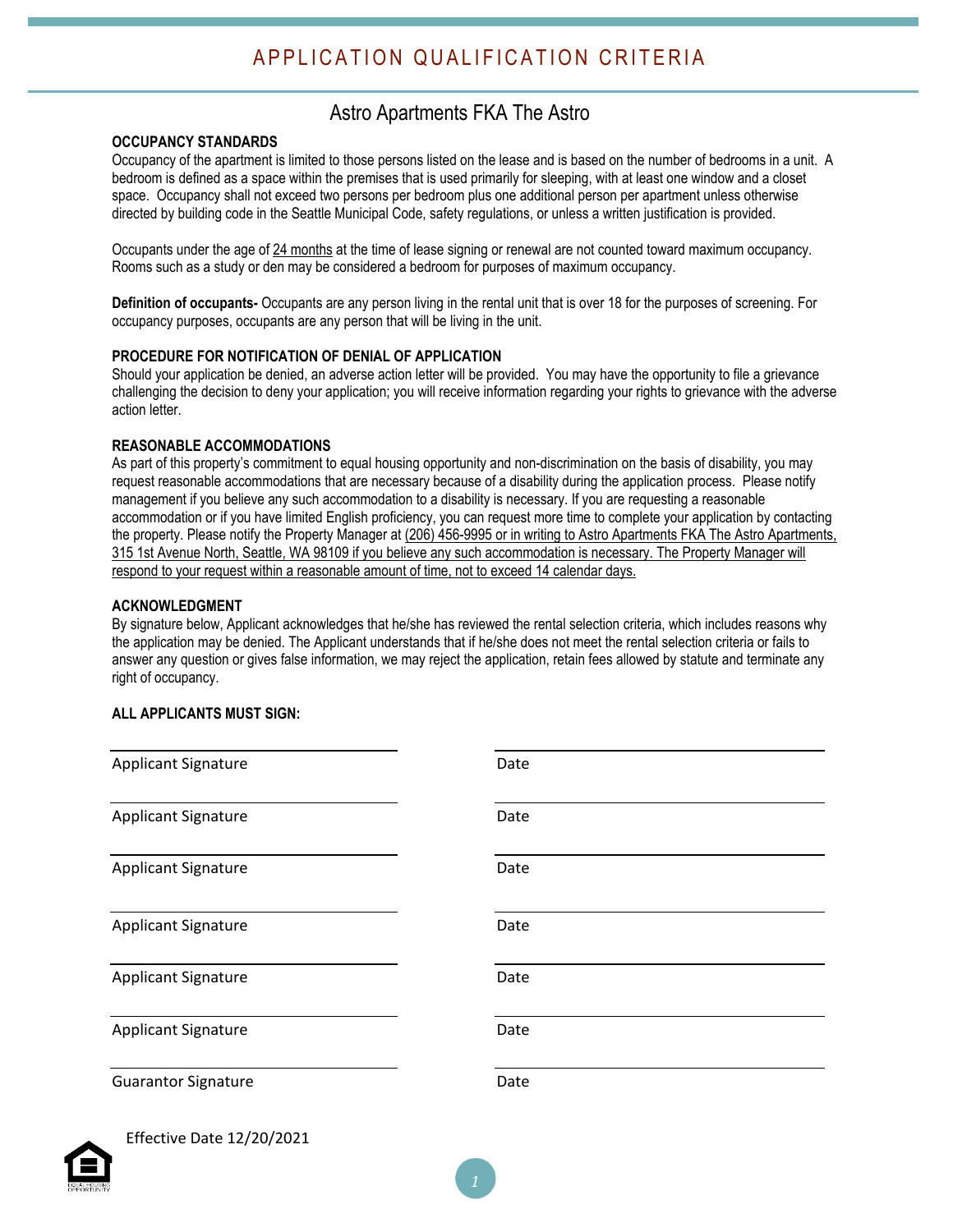# APPLICATION QUALIFICATION CRITERIA

## Astro Apartments FKA The Astro

**OCCUPANCY STANDARDS**

Occupancy of the apartment is limited to those persons listed on the lease and is based on the number of bedrooms in a unit. A bedroom is defined as a space within the premises that is used primarily for sleeping, with at least one window and a closet space. Occupancy shall not exceed two persons per bedroom plus one additional person per apartment unless otherwise directed by building code in the Seattle Municipal Code, safety regulations, or unless a written justification is provided.

Occupants under the age of 24 months at the time of lease signing or renewal are not counted toward maximum occupancy. Rooms such as a study or den may be considered a bedroom for purposes of maximum occupancy.

**Definition of occupants-** Occupants are any person living in the rental unit that is over 18 for the purposes of screening. For occupancy purposes, occupants are any person that will be living in the unit.

**PROCEDURE FOR NOTIFICATION OF DENIAL OF APPLICATION**

Should your application be denied, an adverse action letter will be provided. You may have the opportunity to file a grievance challenging the decision to deny your application; you will receive information regarding your rights to grievance with the adverse action letter.

**REASONABLE ACCOMMODATIONS**

As part of this property's commitment to equal housing opportunity and non-discrimination on the basis of disability, you may request reasonable accommodations that are necessary because of a disability during the application process. Please notify management if you believe any such accommodation to a disability is necessary. If you are requesting a reasonable accommodation or if you have limited English proficiency, you can request more time to complete your application by contacting the property. Please notify the Property Manager at (206) 456-9995 or in writing to Astro Apartments FKA The Astro Apartments, 315 1st Avenue North, Seattle, WA 98109 if you believe any such accommodation is necessary. The Property Manager will respond to your request within a reasonable amount of time, not to exceed 14 calendar days.

**ACKNOWLEDGMENT**

By signature below, Applicant acknowledges that he/she has reviewed the rental selection criteria, which includes reasons why the application may be denied. The Applicant understands that if he/she does not meet the rental selection criteria or fails to answer any question or gives false information, we may reject the application, retain fees allowed by statute and terminate any right of occupancy.

**ALL APPLICANTS MUST SIGN:**

| | |
|---|---|
| Applicant Signature | Date |
| Applicant Signature | Date |
| Applicant Signature | Date |
| Applicant Signature | Date |
| Applicant Signature | Date |
| Applicant Signature | Date |
| Guarantor Signature | Date |

Effective Date 12/20/2021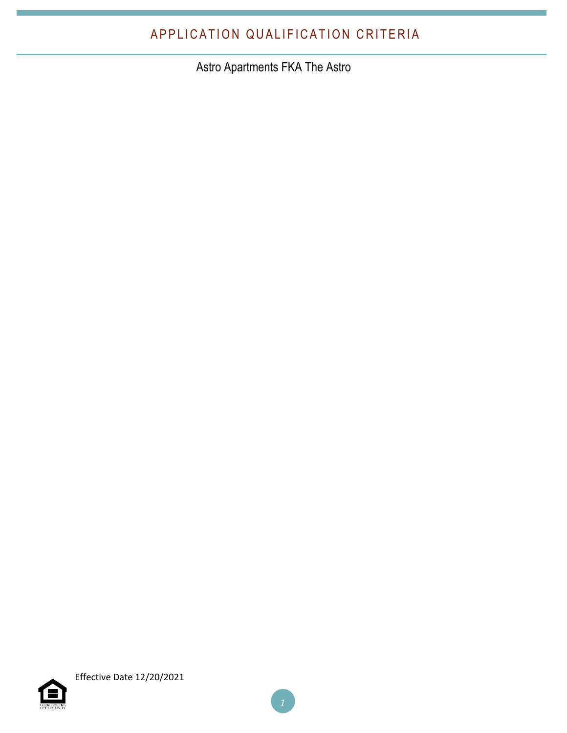# APPLICATION QUALIFICATION CRITERIA

Astro Apartments FKA The Astro

Effective Date 12/20/2021